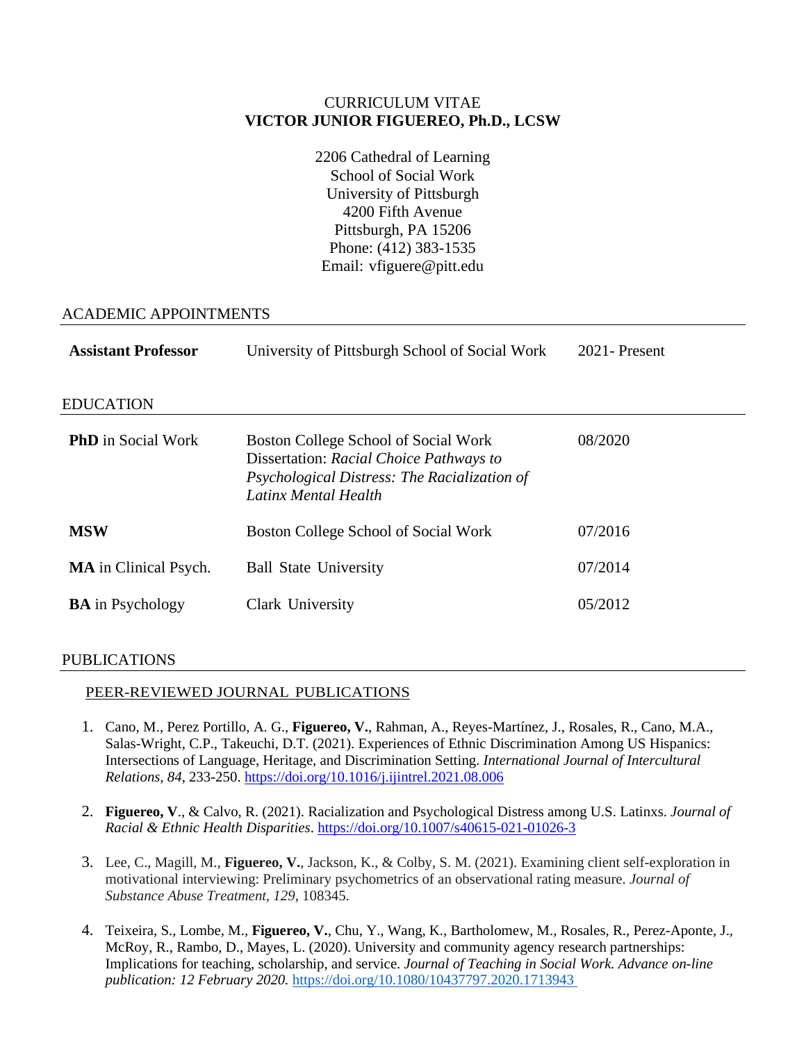CURRICULUM VITAE
**VICTOR JUNIOR FIGUEREO, Ph.D., LCSW**

2206 Cathedral of Learning
School of Social Work
University of Pittsburgh
4200 Fifth Avenue
Pittsburgh, PA 15206
Phone: (412) 383-1535
Email: vfiguere@pitt.edu

## ACADEMIC APPOINTMENTS

| | | |
|---|---|---|
| **Assistant Professor** | University of Pittsburgh School of Social Work | 2021- Present |

## EDUCATION

| | | |
|---|---|---|
| **PhD** in Social Work | Boston College School of Social Work<br>Dissertation: *Racial Choice Pathways to Psychological Distress: The Racialization of Latinx Mental Health* | 08/2020 |
| **MSW** | Boston College School of Social Work | 07/2016 |
| **MA** in Clinical Psych. | Ball State University | 07/2014 |
| **BA** in Psychology | Clark University | 05/2012 |

## PUBLICATIONS

### PEER-REVIEWED JOURNAL PUBLICATIONS

1. Cano, M., Perez Portillo, A. G., **Figuereo, V.**, Rahman, A., Reyes-Martínez, J., Rosales, R., Cano, M.A., Salas-Wright, C.P., Takeuchi, D.T. (2021). Experiences of Ethnic Discrimination Among US Hispanics: Intersections of Language, Heritage, and Discrimination Setting. *International Journal of Intercultural Relations, 84*, 233-250. https://doi.org/10.1016/j.ijintrel.2021.08.006

2. **Figuereo, V**., & Calvo, R. (2021). Racialization and Psychological Distress among U.S. Latinxs. *Journal of Racial & Ethnic Health Disparities*. https://doi.org/10.1007/s40615-021-01026-3

3. Lee, C., Magill, M., **Figuereo, V.**, Jackson, K., & Colby, S. M. (2021). Examining client self-exploration in motivational interviewing: Preliminary psychometrics of an observational rating measure. *Journal of Substance Abuse Treatment, 129*, 108345.

4. Teixeira, S., Lombe, M., **Figuereo, V.**, Chu, Y., Wang, K., Bartholomew, M., Rosales, R., Perez-Aponte, J., McRoy, R., Rambo, D., Mayes, L. (2020). University and community agency research partnerships: Implications for teaching, scholarship, and service. *Journal of Teaching in Social Work. Advance on-line publication: 12 February 2020.* https://doi.org/10.1080/10437797.2020.1713943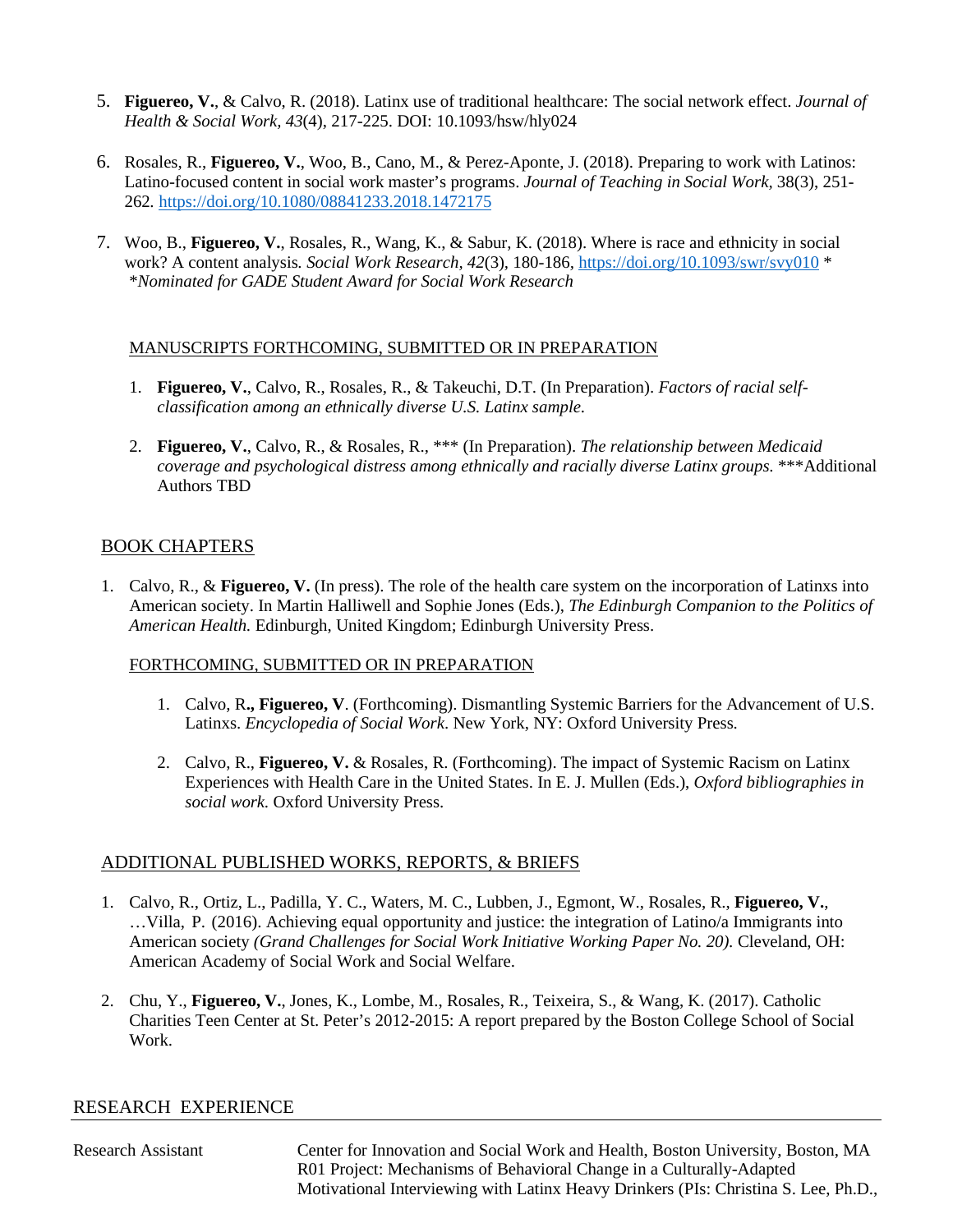5. **Figuereo, V.**, & Calvo, R. (2018). Latinx use of traditional healthcare: The social network effect. *Journal of Health & Social Work, 43*(4), 217-225. DOI: 10.1093/hsw/hly024

6. Rosales, R., **Figuereo, V.**, Woo, B., Cano, M., & Perez-Aponte, J. (2018). Preparing to work with Latinos: Latino-focused content in social work master's programs. *Journal of Teaching in Social Work,* 38(3), 251-262. https://doi.org/10.1080/08841233.2018.1472175

7. Woo, B., **Figuereo, V.**, Rosales, R., Wang, K., & Sabur, K. (2018). Where is race and ethnicity in social work? A content analysis. *Social Work Research*, *42*(3), 180-186, https://doi.org/10.1093/swr/svy010 *
 **Nominated for GADE Student Award for Social Work Research*

MANUSCRIPTS FORTHCOMING, SUBMITTED OR IN PREPARATION

1. **Figuereo, V.**, Calvo, R., Rosales, R., & Takeuchi, D.T. (In Preparation). *Factors of racial self-classification among an ethnically diverse U.S. Latinx sample.*

2. **Figuereo, V.**, Calvo, R., & Rosales, R., *** (In Preparation). *The relationship between Medicaid coverage and psychological distress among ethnically and racially diverse Latinx groups.* ***Additional Authors TBD

## BOOK CHAPTERS

1. Calvo, R., & **Figuereo, V.** (In press). The role of the health care system on the incorporation of Latinxs into American society. In Martin Halliwell and Sophie Jones (Eds.), *The Edinburgh Companion to the Politics of American Health.* Edinburgh, United Kingdom; Edinburgh University Press.

FORTHCOMING, SUBMITTED OR IN PREPARATION

1. Calvo, R**., Figuereo, V**. (Forthcoming). Dismantling Systemic Barriers for the Advancement of U.S. Latinxs. *Encyclopedia of Social Work*. New York, NY: Oxford University Press.

2. Calvo, R., **Figuereo, V.** & Rosales, R. (Forthcoming). The impact of Systemic Racism on Latinx Experiences with Health Care in the United States. In E. J. Mullen (Eds.), *Oxford bibliographies in social work.* Oxford University Press.

## ADDITIONAL PUBLISHED WORKS, REPORTS, & BRIEFS

1. Calvo, R., Ortiz, L., Padilla, Y. C., Waters, M. C., Lubben, J., Egmont, W., Rosales, R., **Figuereo, V.**, …Villa, P. (2016). Achieving equal opportunity and justice: the integration of Latino/a Immigrants into American society *(Grand Challenges for Social Work Initiative Working Paper No. 20).* Cleveland, OH: American Academy of Social Work and Social Welfare.

2. Chu, Y., **Figuereo, V.**, Jones, K., Lombe, M., Rosales, R., Teixeira, S., & Wang, K. (2017). Catholic Charities Teen Center at St. Peter's 2012-2015: A report prepared by the Boston College School of Social Work.

## RESEARCH EXPERIENCE

Research Assistant — Center for Innovation and Social Work and Health, Boston University, Boston, MA
R01 Project: Mechanisms of Behavioral Change in a Culturally-Adapted Motivational Interviewing with Latinx Heavy Drinkers (PIs: Christina S. Lee, Ph.D.,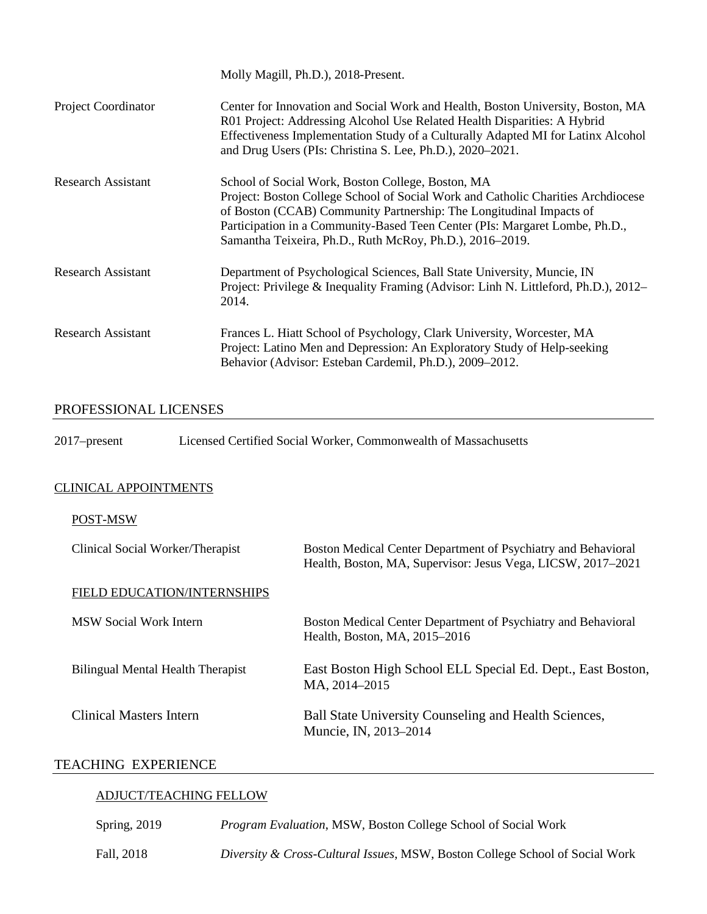Molly Magill, Ph.D.), 2018-Present.

| | |
|---|---|
| Project Coordinator | Center for Innovation and Social Work and Health, Boston University, Boston, MA R01 Project: Addressing Alcohol Use Related Health Disparities: A Hybrid Effectiveness Implementation Study of a Culturally Adapted MI for Latinx Alcohol and Drug Users (PIs: Christina S. Lee, Ph.D.), 2020–2021. |
| Research Assistant | School of Social Work, Boston College, Boston, MA Project: Boston College School of Social Work and Catholic Charities Archdiocese of Boston (CCAB) Community Partnership: The Longitudinal Impacts of Participation in a Community-Based Teen Center (PIs: Margaret Lombe, Ph.D., Samantha Teixeira, Ph.D., Ruth McRoy, Ph.D.), 2016–2019. |
| Research Assistant | Department of Psychological Sciences, Ball State University, Muncie, IN Project: Privilege & Inequality Framing (Advisor: Linh N. Littleford, Ph.D.), 2012–2014. |
| Research Assistant | Frances L. Hiatt School of Psychology, Clark University, Worcester, MA Project: Latino Men and Depression: An Exploratory Study of Help-seeking Behavior (Advisor: Esteban Cardemil, Ph.D.), 2009–2012. |

## PROFESSIONAL LICENSES

2017–present Licensed Certified Social Worker, Commonwealth of Massachusetts

### CLINICAL APPOINTMENTS

#### POST-MSW

| | |
|---|---|
| Clinical Social Worker/Therapist | Boston Medical Center Department of Psychiatry and Behavioral Health, Boston, MA, Supervisor: Jesus Vega, LICSW, 2017–2021 |

#### FIELD EDUCATION/INTERNSHIPS

| | |
|---|---|
| MSW Social Work Intern | Boston Medical Center Department of Psychiatry and Behavioral Health, Boston, MA, 2015–2016 |
| Bilingual Mental Health Therapist | East Boston High School ELL Special Ed. Dept., East Boston, MA, 2014–2015 |
| Clinical Masters Intern | Ball State University Counseling and Health Sciences, Muncie, IN, 2013–2014 |

## TEACHING EXPERIENCE

### ADJUCT/TEACHING FELLOW

| | |
|---|---|
| Spring, 2019 | *Program Evaluation*, MSW, Boston College School of Social Work |
| Fall, 2018 | *Diversity & Cross-Cultural Issues*, MSW, Boston College School of Social Work |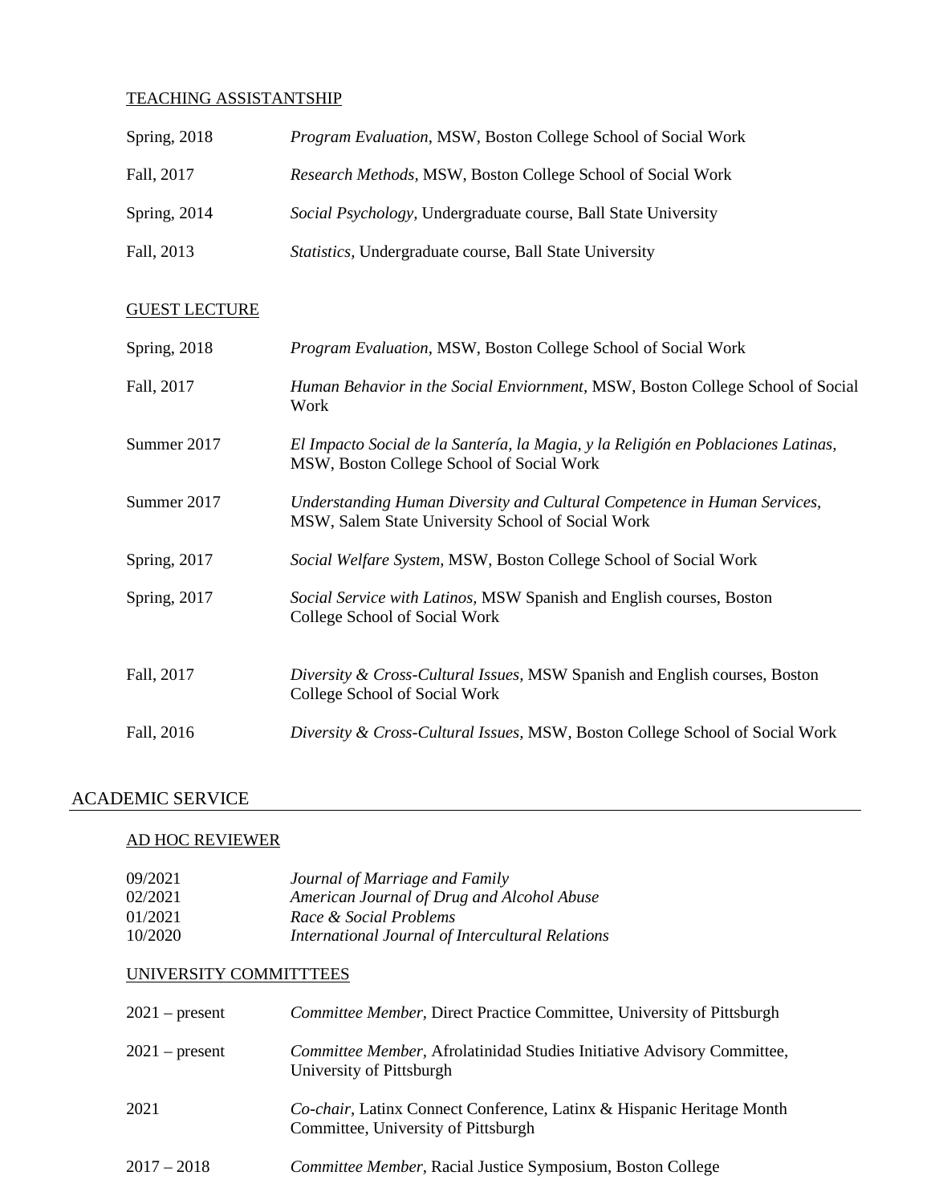### TEACHING ASSISTANTSHIP

Spring, 2018 — *Program Evaluation*, MSW, Boston College School of Social Work

Fall, 2017 — *Research Methods*, MSW, Boston College School of Social Work

Spring, 2014 — *Social Psychology*, Undergraduate course, Ball State University

Fall, 2013 — *Statistics*, Undergraduate course, Ball State University

### GUEST LECTURE

Spring, 2018 — *Program Evaluation*, MSW, Boston College School of Social Work

Fall, 2017 — *Human Behavior in the Social Enviornment*, MSW, Boston College School of Social Work

Summer 2017 — *El Impacto Social de la Santería, la Magia, y la Religión en Poblaciones Latinas*, MSW, Boston College School of Social Work

Summer 2017 — *Understanding Human Diversity and Cultural Competence in Human Services*, MSW, Salem State University School of Social Work

Spring, 2017 — *Social Welfare System*, MSW, Boston College School of Social Work

Spring, 2017 — *Social Service with Latinos*, MSW Spanish and English courses, Boston College School of Social Work

Fall, 2017 — *Diversity & Cross-Cultural Issues*, MSW Spanish and English courses, Boston College School of Social Work

Fall, 2016 — *Diversity & Cross-Cultural Issues*, MSW, Boston College School of Social Work

## ACADEMIC SERVICE

### AD HOC REVIEWER

09/2021 — *Journal of Marriage and Family*
02/2021 — *American Journal of Drug and Alcohol Abuse*
01/2021 — *Race & Social Problems*
10/2020 — *International Journal of Intercultural Relations*

### UNIVERSITY COMMITTTEES

2021 – present — *Committee Member*, Direct Practice Committee, University of Pittsburgh

2021 – present — *Committee Member*, Afrolatinidad Studies Initiative Advisory Committee, University of Pittsburgh

2021 — *Co-chair*, Latinx Connect Conference, Latinx & Hispanic Heritage Month Committee, University of Pittsburgh

2017 – 2018 — *Committee Member*, Racial Justice Symposium, Boston College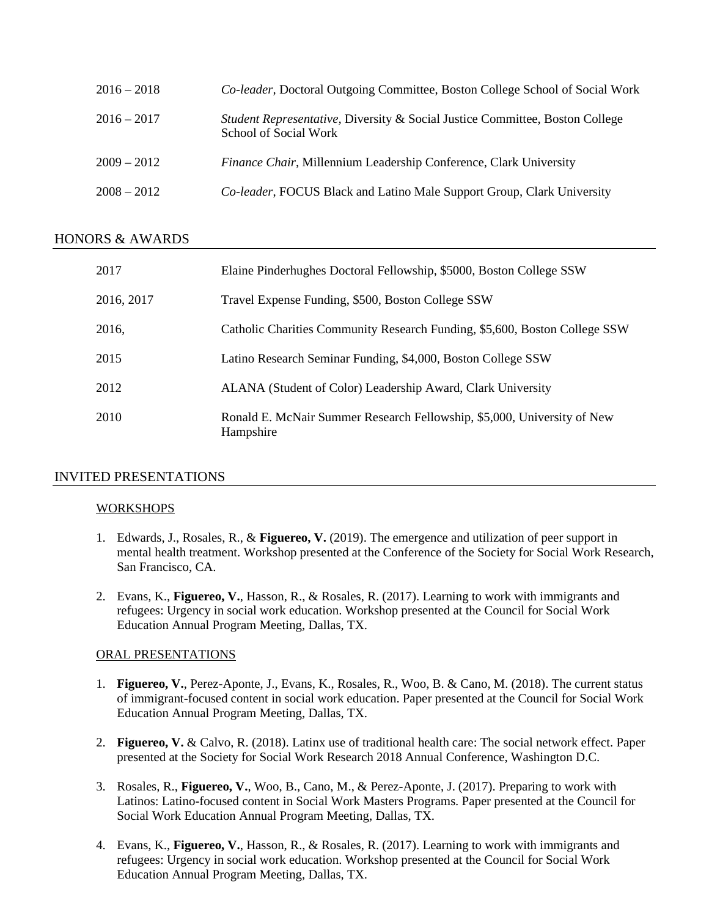| | |
|---|---|
| 2016 – 2018 | *Co-leader*, Doctoral Outgoing Committee, Boston College School of Social Work |
| 2016 – 2017 | *Student Representative,* Diversity & Social Justice Committee, Boston College School of Social Work |
| 2009 – 2012 | *Finance Chair*, Millennium Leadership Conference, Clark University |
| 2008 – 2012 | *Co-leader*, FOCUS Black and Latino Male Support Group, Clark University |

## HONORS & AWARDS

| | |
|---|---|
| 2017 | Elaine Pinderhughes Doctoral Fellowship, $5000, Boston College SSW |
| 2016, 2017 | Travel Expense Funding, $500, Boston College SSW |
| 2016, | Catholic Charities Community Research Funding, $5,600, Boston College SSW |
| 2015 | Latino Research Seminar Funding, $4,000, Boston College SSW |
| 2012 | ALANA (Student of Color) Leadership Award, Clark University |
| 2010 | Ronald E. McNair Summer Research Fellowship, $5,000, University of New Hampshire |

## INVITED PRESENTATIONS

### WORKSHOPS

1. Edwards, J., Rosales, R., & **Figuereo, V.** (2019). The emergence and utilization of peer support in mental health treatment. Workshop presented at the Conference of the Society for Social Work Research, San Francisco, CA.

2. Evans, K., **Figuereo, V.**, Hasson, R., & Rosales, R. (2017). Learning to work with immigrants and refugees: Urgency in social work education. Workshop presented at the Council for Social Work Education Annual Program Meeting, Dallas, TX.

### ORAL PRESENTATIONS

1. **Figuereo, V.**, Perez-Aponte, J., Evans, K., Rosales, R., Woo, B. & Cano, M. (2018). The current status of immigrant-focused content in social work education. Paper presented at the Council for Social Work Education Annual Program Meeting, Dallas, TX.

2. **Figuereo, V.** & Calvo, R. (2018). Latinx use of traditional health care: The social network effect. Paper presented at the Society for Social Work Research 2018 Annual Conference, Washington D.C.

3. Rosales, R., **Figuereo, V.**, Woo, B., Cano, M., & Perez-Aponte, J. (2017). Preparing to work with Latinos: Latino-focused content in Social Work Masters Programs. Paper presented at the Council for Social Work Education Annual Program Meeting, Dallas, TX.

4. Evans, K., **Figuereo, V.**, Hasson, R., & Rosales, R. (2017). Learning to work with immigrants and refugees: Urgency in social work education. Workshop presented at the Council for Social Work Education Annual Program Meeting, Dallas, TX.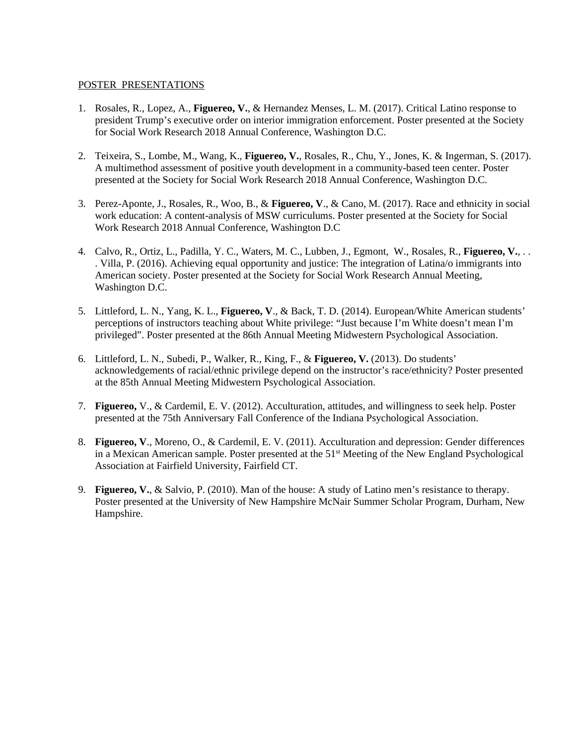<u>POSTER PRESENTATIONS</u>

1. Rosales, R., Lopez, A., **Figuereo, V.**, & Hernandez Menses, L. M. (2017). Critical Latino response to president Trump's executive order on interior immigration enforcement. Poster presented at the Society for Social Work Research 2018 Annual Conference, Washington D.C.

2. Teixeira, S., Lombe, M., Wang, K., **Figuereo, V.**, Rosales, R., Chu, Y., Jones, K. & Ingerman, S. (2017). A multimethod assessment of positive youth development in a community-based teen center. Poster presented at the Society for Social Work Research 2018 Annual Conference, Washington D.C.

3. Perez-Aponte, J., Rosales, R., Woo, B., & **Figuereo, V**., & Cano, M. (2017). Race and ethnicity in social work education: A content-analysis of MSW curriculums. Poster presented at the Society for Social Work Research 2018 Annual Conference, Washington D.C

4. Calvo, R., Ortiz, L., Padilla, Y. C., Waters, M. C., Lubben, J., Egmont, W., Rosales, R., **Figuereo, V.**, . . . Villa, P. (2016). Achieving equal opportunity and justice: The integration of Latina/o immigrants into American society. Poster presented at the Society for Social Work Research Annual Meeting, Washington D.C.

5. Littleford, L. N., Yang, K. L., **Figuereo, V**., & Back, T. D. (2014). European/White American students' perceptions of instructors teaching about White privilege: "Just because I'm White doesn't mean I'm privileged". Poster presented at the 86th Annual Meeting Midwestern Psychological Association.

6. Littleford, L. N., Subedi, P., Walker, R., King, F., & **Figuereo, V.** (2013). Do students' acknowledgements of racial/ethnic privilege depend on the instructor's race/ethnicity? Poster presented at the 85th Annual Meeting Midwestern Psychological Association.

7. **Figuereo,** V., & Cardemil, E. V. (2012). Acculturation, attitudes, and willingness to seek help. Poster presented at the 75th Anniversary Fall Conference of the Indiana Psychological Association.

8. **Figuereo, V**., Moreno, O., & Cardemil, E. V. (2011). Acculturation and depression: Gender differences in a Mexican American sample. Poster presented at the 51st Meeting of the New England Psychological Association at Fairfield University, Fairfield CT.

9. **Figuereo, V.**, & Salvio, P. (2010). Man of the house: A study of Latino men's resistance to therapy. Poster presented at the University of New Hampshire McNair Summer Scholar Program, Durham, New Hampshire.